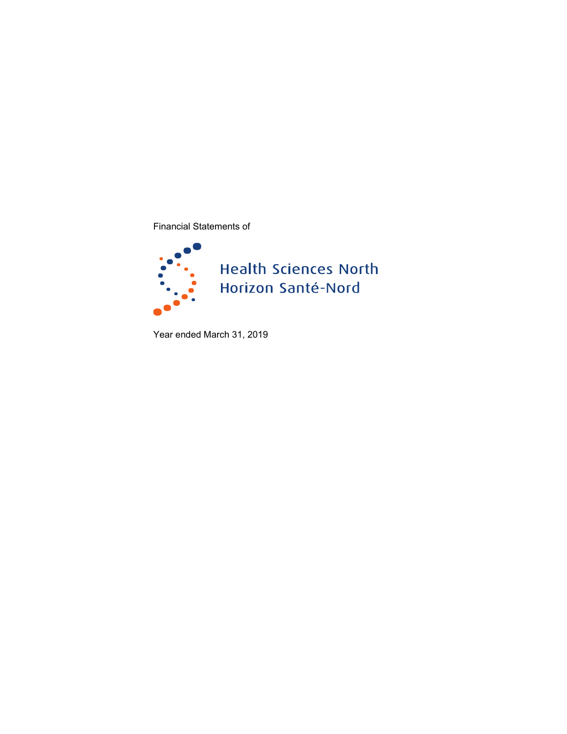Financial Statements of

# Health Sciences North
# Horizon Santé-Nord

Year ended March 31, 2019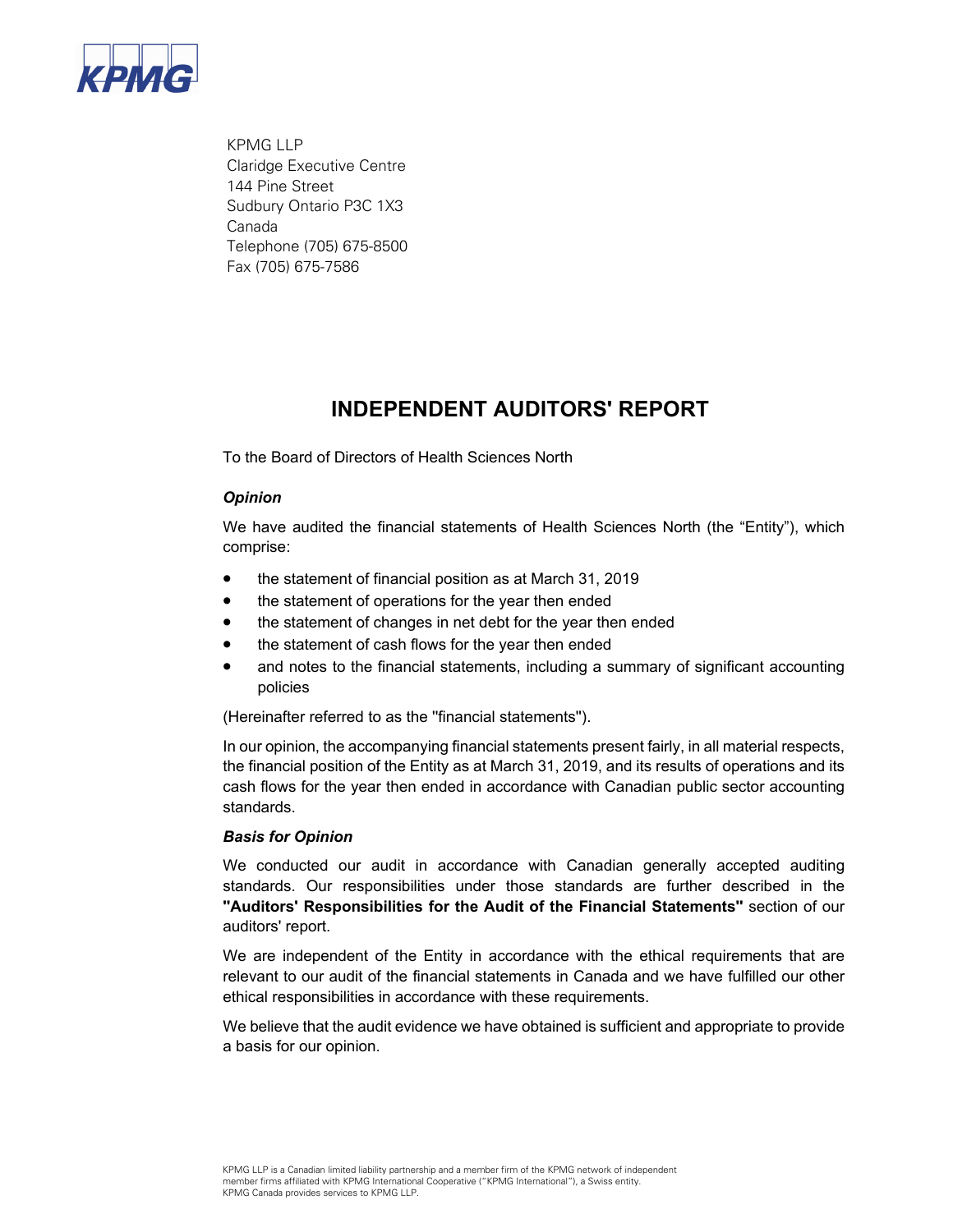KPMG

KPMG LLP
Claridge Executive Centre
144 Pine Street
Sudbury Ontario P3C 1X3
Canada
Telephone (705) 675-8500
Fax (705) 675-7586

# INDEPENDENT AUDITORS' REPORT

To the Board of Directors of Health Sciences North

### *Opinion*

We have audited the financial statements of Health Sciences North (the "Entity"), which comprise:

- the statement of financial position as at March 31, 2019
- the statement of operations for the year then ended
- the statement of changes in net debt for the year then ended
- the statement of cash flows for the year then ended
- and notes to the financial statements, including a summary of significant accounting policies

(Hereinafter referred to as the "financial statements").

In our opinion, the accompanying financial statements present fairly, in all material respects, the financial position of the Entity as at March 31, 2019, and its results of operations and its cash flows for the year then ended in accordance with Canadian public sector accounting standards.

### *Basis for Opinion*

We conducted our audit in accordance with Canadian generally accepted auditing standards. Our responsibilities under those standards are further described in the **"Auditors' Responsibilities for the Audit of the Financial Statements"** section of our auditors' report.

We are independent of the Entity in accordance with the ethical requirements that are relevant to our audit of the financial statements in Canada and we have fulfilled our other ethical responsibilities in accordance with these requirements.

We believe that the audit evidence we have obtained is sufficient and appropriate to provide a basis for our opinion.

KPMG LLP is a Canadian limited liability partnership and a member firm of the KPMG network of independent member firms affiliated with KPMG International Cooperative ("KPMG International"), a Swiss entity. KPMG Canada provides services to KPMG LLP.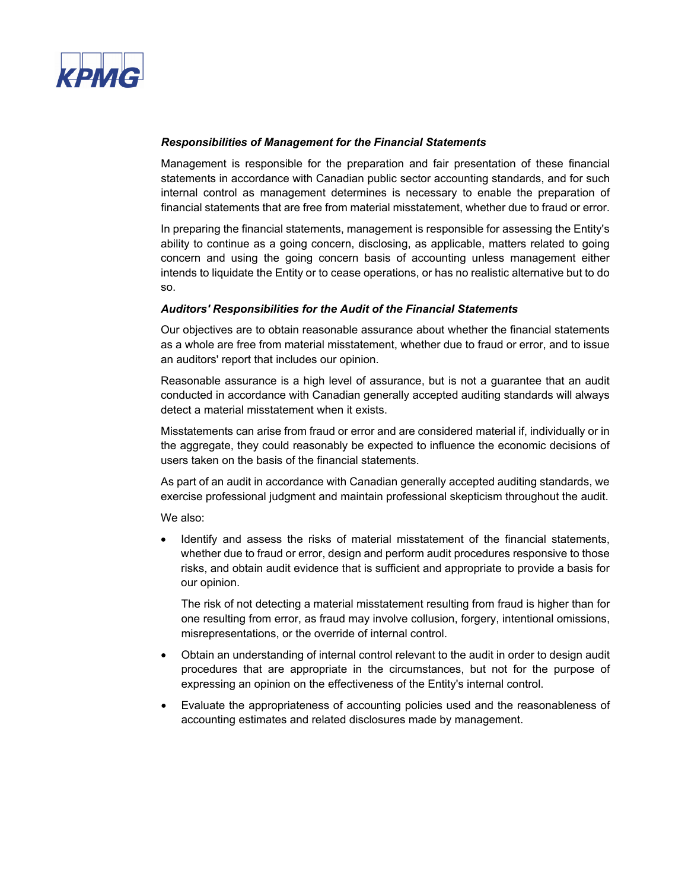***Responsibilities of Management for the Financial Statements***

Management is responsible for the preparation and fair presentation of these financial statements in accordance with Canadian public sector accounting standards, and for such internal control as management determines is necessary to enable the preparation of financial statements that are free from material misstatement, whether due to fraud or error.

In preparing the financial statements, management is responsible for assessing the Entity's ability to continue as a going concern, disclosing, as applicable, matters related to going concern and using the going concern basis of accounting unless management either intends to liquidate the Entity or to cease operations, or has no realistic alternative but to do so.

***Auditors' Responsibilities for the Audit of the Financial Statements***

Our objectives are to obtain reasonable assurance about whether the financial statements as a whole are free from material misstatement, whether due to fraud or error, and to issue an auditors' report that includes our opinion.

Reasonable assurance is a high level of assurance, but is not a guarantee that an audit conducted in accordance with Canadian generally accepted auditing standards will always detect a material misstatement when it exists.

Misstatements can arise from fraud or error and are considered material if, individually or in the aggregate, they could reasonably be expected to influence the economic decisions of users taken on the basis of the financial statements.

As part of an audit in accordance with Canadian generally accepted auditing standards, we exercise professional judgment and maintain professional skepticism throughout the audit.

We also:

- Identify and assess the risks of material misstatement of the financial statements, whether due to fraud or error, design and perform audit procedures responsive to those risks, and obtain audit evidence that is sufficient and appropriate to provide a basis for our opinion.

  The risk of not detecting a material misstatement resulting from fraud is higher than for one resulting from error, as fraud may involve collusion, forgery, intentional omissions, misrepresentations, or the override of internal control.

- Obtain an understanding of internal control relevant to the audit in order to design audit procedures that are appropriate in the circumstances, but not for the purpose of expressing an opinion on the effectiveness of the Entity's internal control.

- Evaluate the appropriateness of accounting policies used and the reasonableness of accounting estimates and related disclosures made by management.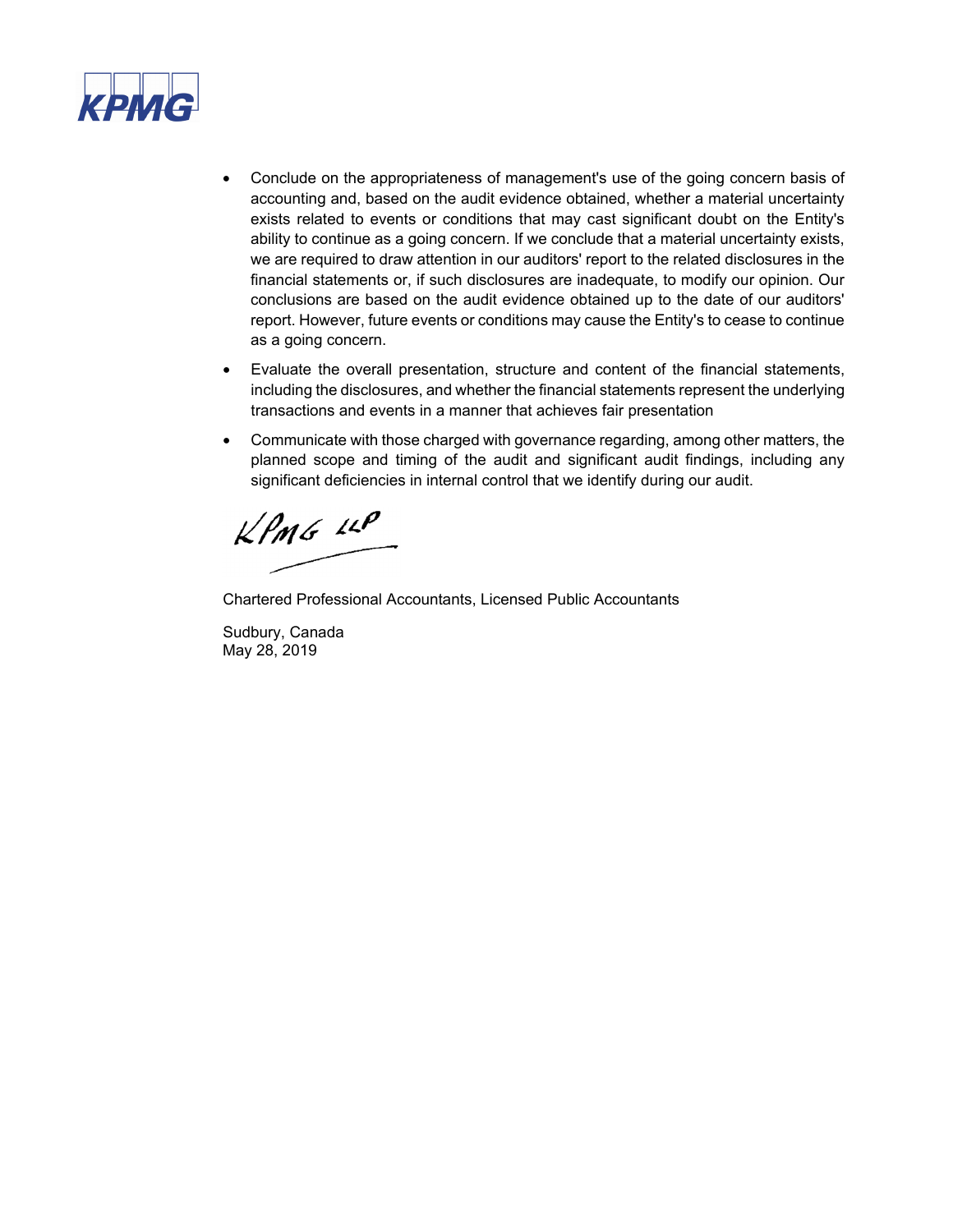- Conclude on the appropriateness of management's use of the going concern basis of accounting and, based on the audit evidence obtained, whether a material uncertainty exists related to events or conditions that may cast significant doubt on the Entity's ability to continue as a going concern. If we conclude that a material uncertainty exists, we are required to draw attention in our auditors' report to the related disclosures in the financial statements or, if such disclosures are inadequate, to modify our opinion. Our conclusions are based on the audit evidence obtained up to the date of our auditors' report. However, future events or conditions may cause the Entity's to cease to continue as a going concern.
- Evaluate the overall presentation, structure and content of the financial statements, including the disclosures, and whether the financial statements represent the underlying transactions and events in a manner that achieves fair presentation
- Communicate with those charged with governance regarding, among other matters, the planned scope and timing of the audit and significant audit findings, including any significant deficiencies in internal control that we identify during our audit.

KPMG LLP

Chartered Professional Accountants, Licensed Public Accountants

Sudbury, Canada
May 28, 2019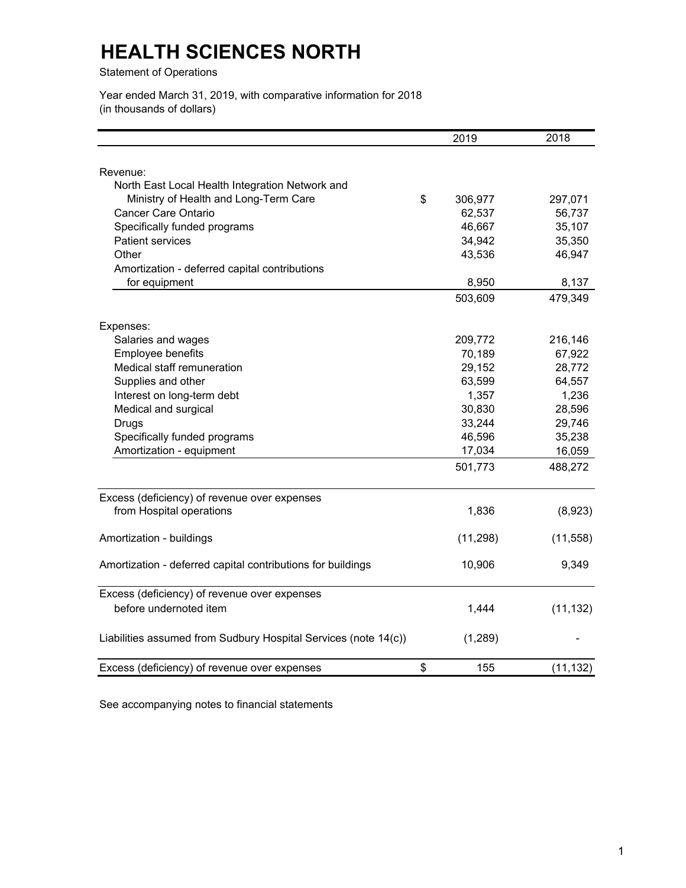# HEALTH SCIENCES NORTH

Statement of Operations

Year ended March 31, 2019, with comparative information for 2018
(in thousands of dollars)

| | | 2019 | 2018 |
|---|---|---|---|
| Revenue: | | | |
| North East Local Health Integration Network and Ministry of Health and Long-Term Care | $ | 306,977 | 297,071 |
| Cancer Care Ontario | | 62,537 | 56,737 |
| Specifically funded programs | | 46,667 | 35,107 |
| Patient services | | 34,942 | 35,350 |
| Other | | 43,536 | 46,947 |
| Amortization - deferred capital contributions for equipment | | 8,950 | 8,137 |
| | | 503,609 | 479,349 |
| Expenses: | | | |
| Salaries and wages | | 209,772 | 216,146 |
| Employee benefits | | 70,189 | 67,922 |
| Medical staff remuneration | | 29,152 | 28,772 |
| Supplies and other | | 63,599 | 64,557 |
| Interest on long-term debt | | 1,357 | 1,236 |
| Medical and surgical | | 30,830 | 28,596 |
| Drugs | | 33,244 | 29,746 |
| Specifically funded programs | | 46,596 | 35,238 |
| Amortization - equipment | | 17,034 | 16,059 |
| | | 501,773 | 488,272 |
| Excess (deficiency) of revenue over expenses from Hospital operations | | 1,836 | (8,923) |
| Amortization - buildings | | (11,298) | (11,558) |
| Amortization - deferred capital contributions for buildings | | 10,906 | 9,349 |
| Excess (deficiency) of revenue over expenses before undernoted item | | 1,444 | (11,132) |
| Liabilities assumed from Sudbury Hospital Services (note 14(c)) | | (1,289) | - |
| Excess (deficiency) of revenue over expenses | $ | 155 | (11,132) |

See accompanying notes to financial statements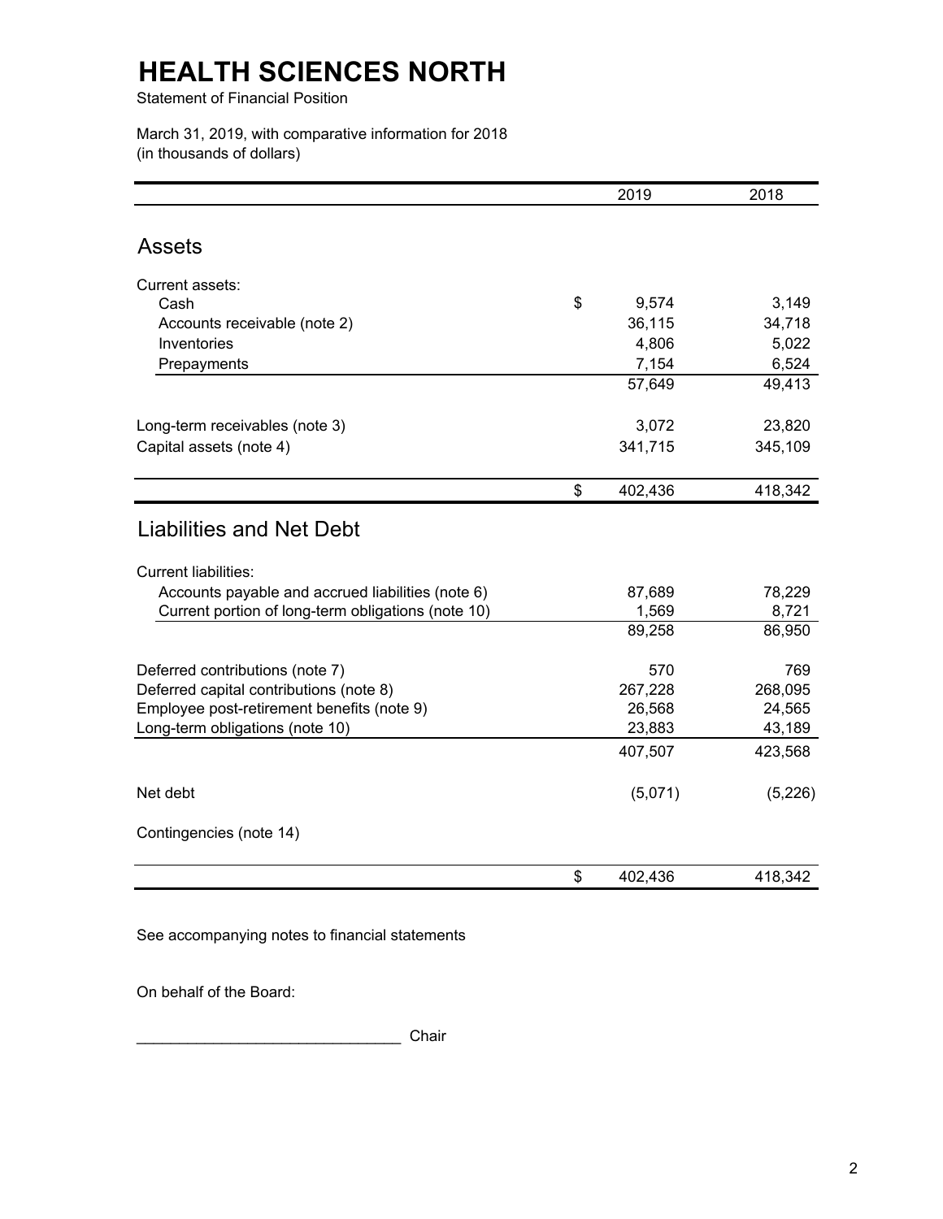# HEALTH SCIENCES NORTH

Statement of Financial Position

March 31, 2019, with comparative information for 2018
(in thousands of dollars)

| | 2019 | 2018 |
|---|---|---|
| **Assets** | | |
| Current assets: | | |
| Cash | $ 9,574 | 3,149 |
| Accounts receivable (note 2) | 36,115 | 34,718 |
| Inventories | 4,806 | 5,022 |
| Prepayments | 7,154 | 6,524 |
| | 57,649 | 49,413 |
| Long-term receivables (note 3) | 3,072 | 23,820 |
| Capital assets (note 4) | 341,715 | 345,109 |
| | $ 402,436 | 418,342 |
| **Liabilities and Net Debt** | | |
| Current liabilities: | | |
| Accounts payable and accrued liabilities (note 6) | 87,689 | 78,229 |
| Current portion of long-term obligations (note 10) | 1,569 | 8,721 |
| | 89,258 | 86,950 |
| Deferred contributions (note 7) | 570 | 769 |
| Deferred capital contributions (note 8) | 267,228 | 268,095 |
| Employee post-retirement benefits (note 9) | 26,568 | 24,565 |
| Long-term obligations (note 10) | 23,883 | 43,189 |
| | 407,507 | 423,568 |
| Net debt | (5,071) | (5,226) |
| Contingencies (note 14) | | |
| | $ 402,436 | 418,342 |

See accompanying notes to financial statements

On behalf of the Board:

_______________________________ Chair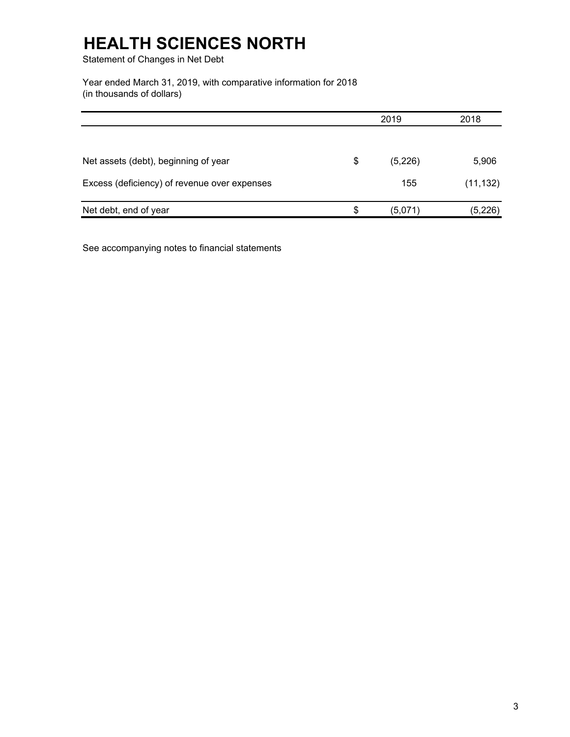# HEALTH SCIENCES NORTH

Statement of Changes in Net Debt

Year ended March 31, 2019, with comparative information for 2018
(in thousands of dollars)

| | | 2019 | 2018 |
|---|---|---|---|
| Net assets (debt), beginning of year | $ | (5,226) | 5,906 |
| Excess (deficiency) of revenue over expenses | | 155 | (11,132) |
| Net debt, end of year | $ | (5,071) | (5,226) |

See accompanying notes to financial statements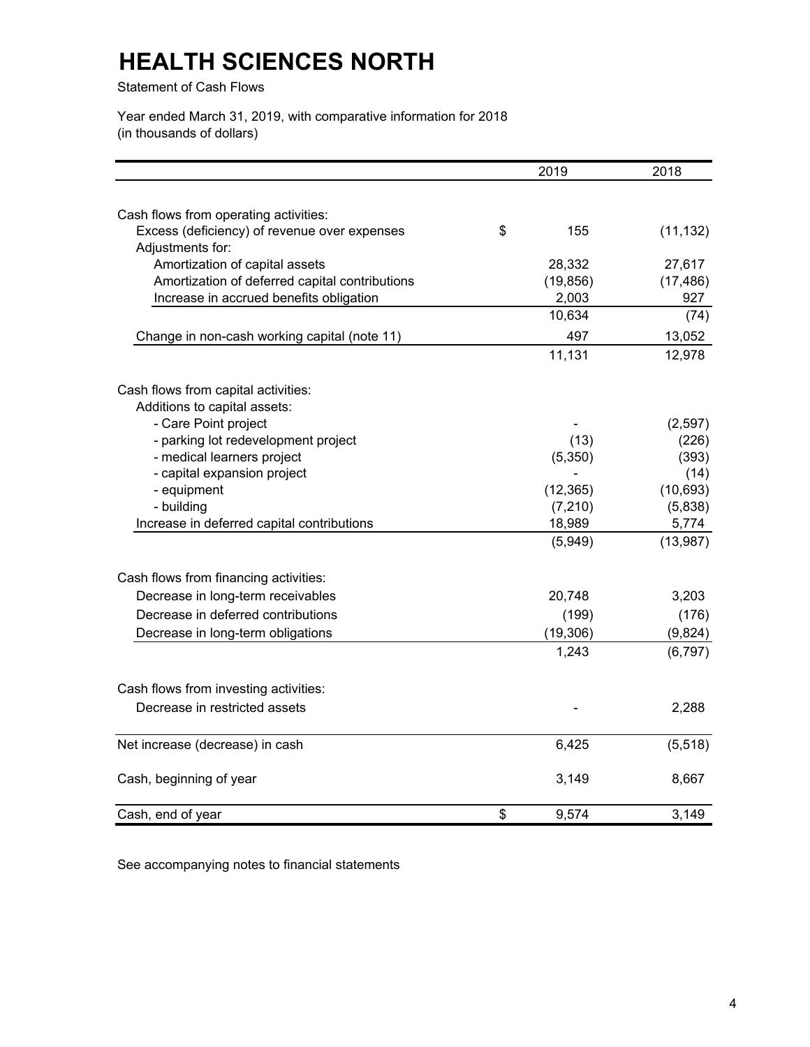# HEALTH SCIENCES NORTH

Statement of Cash Flows

Year ended March 31, 2019, with comparative information for 2018
(in thousands of dollars)

| | 2019 | 2018 |
|---|---|---|
| Cash flows from operating activities: | | |
| Excess (deficiency) of revenue over expenses | $ 155 | (11,132) |
| Adjustments for: | | |
| Amortization of capital assets | 28,332 | 27,617 |
| Amortization of deferred capital contributions | (19,856) | (17,486) |
| Increase in accrued benefits obligation | 2,003 | 927 |
| | 10,634 | (74) |
| Change in non-cash working capital (note 11) | 497 | 13,052 |
| | 11,131 | 12,978 |
| Cash flows from capital activities: | | |
| Additions to capital assets: | | |
| - Care Point project | - | (2,597) |
| - parking lot redevelopment project | (13) | (226) |
| - medical learners project | (5,350) | (393) |
| - capital expansion project | - | (14) |
| - equipment | (12,365) | (10,693) |
| - building | (7,210) | (5,838) |
| Increase in deferred capital contributions | 18,989 | 5,774 |
| | (5,949) | (13,987) |
| Cash flows from financing activities: | | |
| Decrease in long-term receivables | 20,748 | 3,203 |
| Decrease in deferred contributions | (199) | (176) |
| Decrease in long-term obligations | (19,306) | (9,824) |
| | 1,243 | (6,797) |
| Cash flows from investing activities: | | |
| Decrease in restricted assets | - | 2,288 |
| Net increase (decrease) in cash | 6,425 | (5,518) |
| Cash, beginning of year | 3,149 | 8,667 |
| Cash, end of year | $ 9,574 | 3,149 |

See accompanying notes to financial statements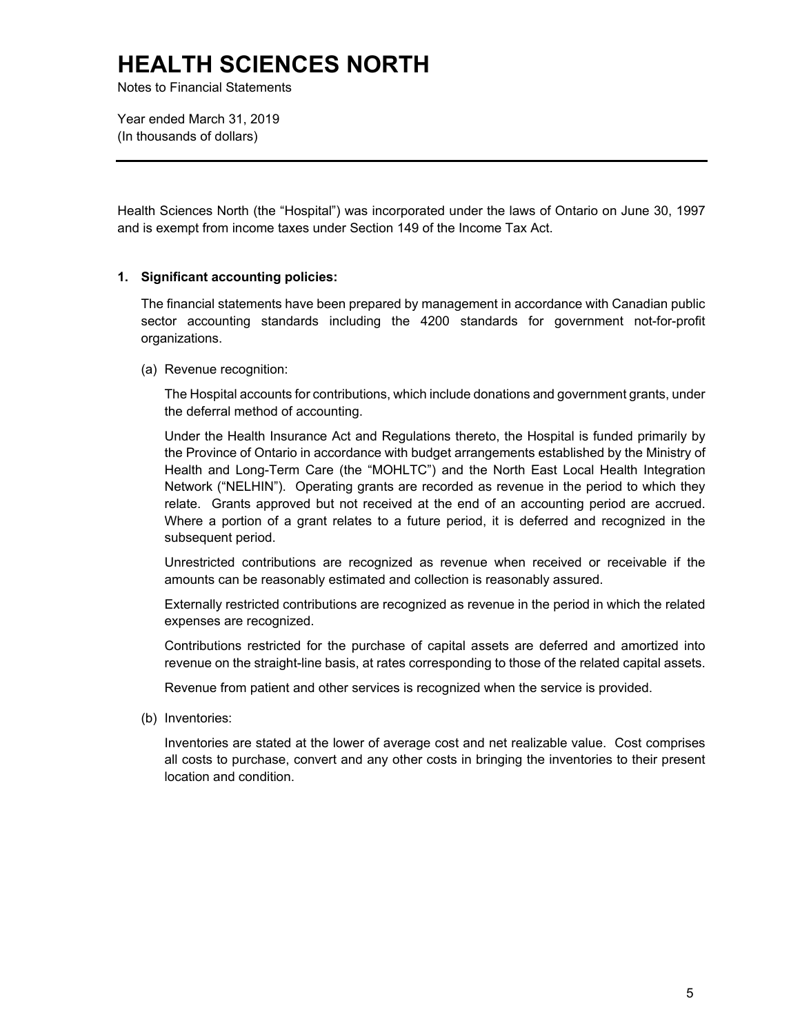# HEALTH SCIENCES NORTH

Notes to Financial Statements

Year ended March 31, 2019
(In thousands of dollars)

---

Health Sciences North (the "Hospital") was incorporated under the laws of Ontario on June 30, 1997 and is exempt from income taxes under Section 149 of the Income Tax Act.

**1. Significant accounting policies:**

The financial statements have been prepared by management in accordance with Canadian public sector accounting standards including the 4200 standards for government not-for-profit organizations.

(a) Revenue recognition:

The Hospital accounts for contributions, which include donations and government grants, under the deferral method of accounting.

Under the Health Insurance Act and Regulations thereto, the Hospital is funded primarily by the Province of Ontario in accordance with budget arrangements established by the Ministry of Health and Long-Term Care (the "MOHLTC") and the North East Local Health Integration Network ("NELHIN"). Operating grants are recorded as revenue in the period to which they relate. Grants approved but not received at the end of an accounting period are accrued. Where a portion of a grant relates to a future period, it is deferred and recognized in the subsequent period.

Unrestricted contributions are recognized as revenue when received or receivable if the amounts can be reasonably estimated and collection is reasonably assured.

Externally restricted contributions are recognized as revenue in the period in which the related expenses are recognized.

Contributions restricted for the purchase of capital assets are deferred and amortized into revenue on the straight-line basis, at rates corresponding to those of the related capital assets.

Revenue from patient and other services is recognized when the service is provided.

(b) Inventories:

Inventories are stated at the lower of average cost and net realizable value. Cost comprises all costs to purchase, convert and any other costs in bringing the inventories to their present location and condition.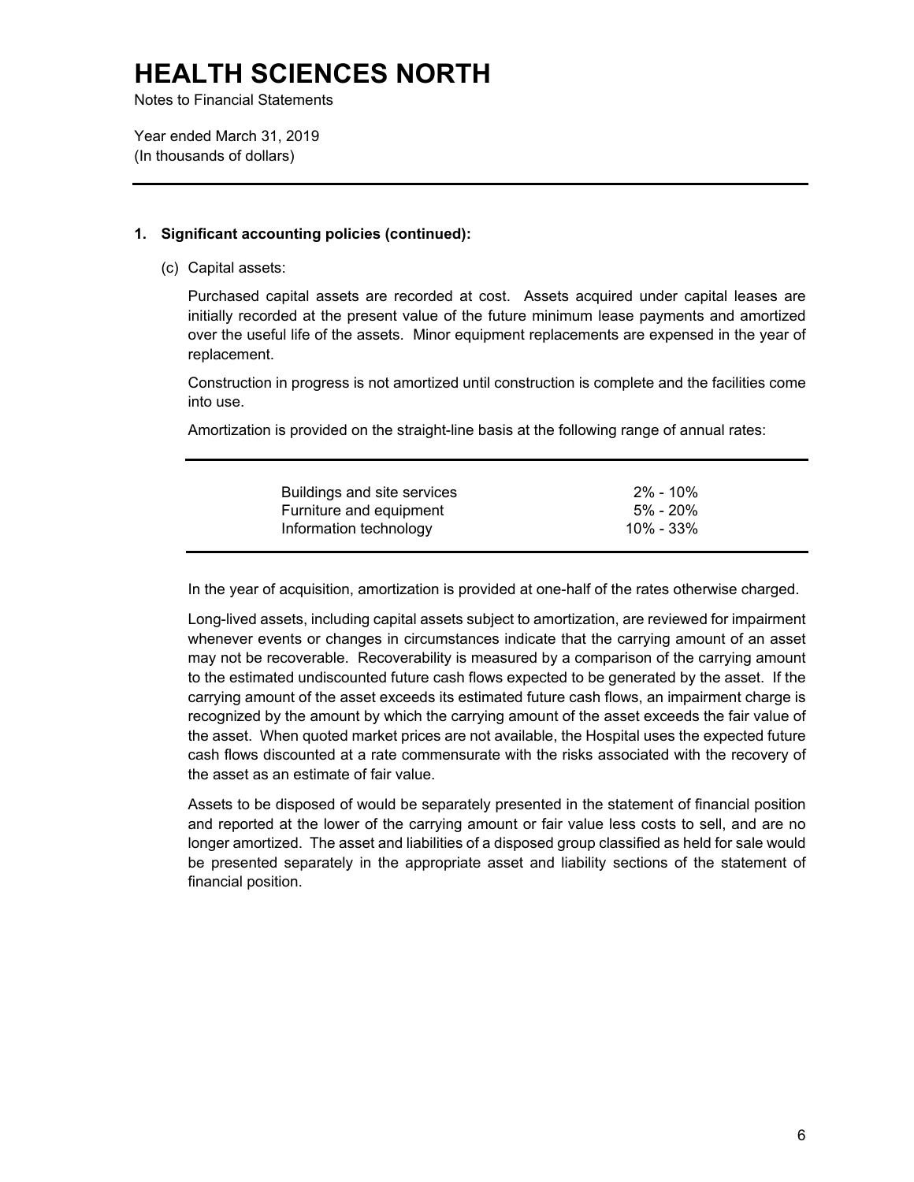# HEALTH SCIENCES NORTH

Notes to Financial Statements

Year ended March 31, 2019
(In thousands of dollars)

## 1. Significant accounting policies (continued):

(c) Capital assets:

Purchased capital assets are recorded at cost. Assets acquired under capital leases are initially recorded at the present value of the future minimum lease payments and amortized over the useful life of the assets. Minor equipment replacements are expensed in the year of replacement.

Construction in progress is not amortized until construction is complete and the facilities come into use.

Amortization is provided on the straight-line basis at the following range of annual rates:

| | |
|---|---|
| Buildings and site services | 2% - 10% |
| Furniture and equipment | 5% - 20% |
| Information technology | 10% - 33% |

In the year of acquisition, amortization is provided at one-half of the rates otherwise charged.

Long-lived assets, including capital assets subject to amortization, are reviewed for impairment whenever events or changes in circumstances indicate that the carrying amount of an asset may not be recoverable. Recoverability is measured by a comparison of the carrying amount to the estimated undiscounted future cash flows expected to be generated by the asset. If the carrying amount of the asset exceeds its estimated future cash flows, an impairment charge is recognized by the amount by which the carrying amount of the asset exceeds the fair value of the asset. When quoted market prices are not available, the Hospital uses the expected future cash flows discounted at a rate commensurate with the risks associated with the recovery of the asset as an estimate of fair value.

Assets to be disposed of would be separately presented in the statement of financial position and reported at the lower of the carrying amount or fair value less costs to sell, and are no longer amortized. The asset and liabilities of a disposed group classified as held for sale would be presented separately in the appropriate asset and liability sections of the statement of financial position.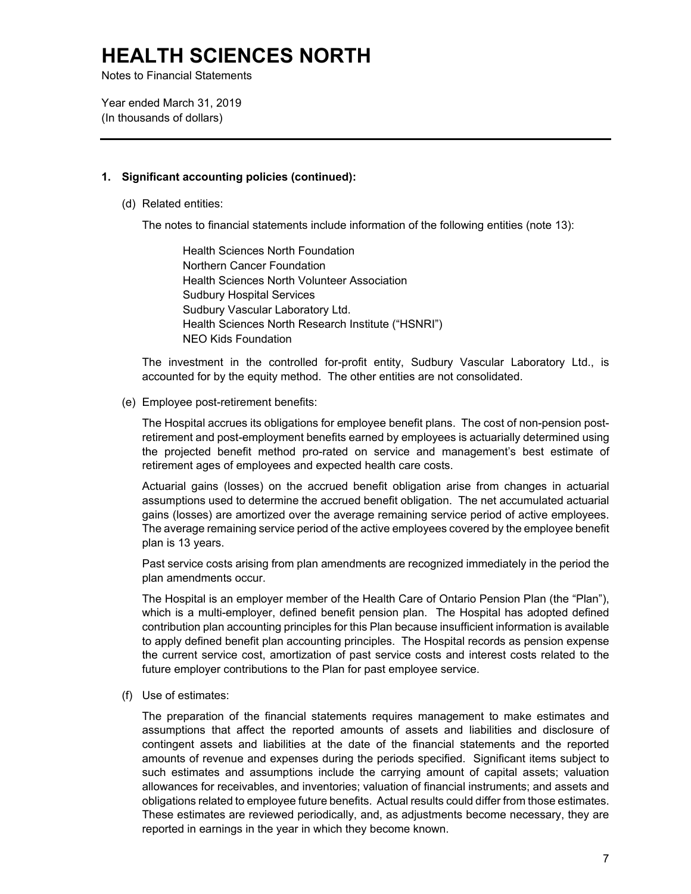# HEALTH SCIENCES NORTH

Notes to Financial Statements

Year ended March 31, 2019
(In thousands of dollars)

---

**1. Significant accounting policies (continued):**

(d) Related entities:

The notes to financial statements include information of the following entities (note 13):

Health Sciences North Foundation
Northern Cancer Foundation
Health Sciences North Volunteer Association
Sudbury Hospital Services
Sudbury Vascular Laboratory Ltd.
Health Sciences North Research Institute ("HSNRI")
NEO Kids Foundation

The investment in the controlled for-profit entity, Sudbury Vascular Laboratory Ltd., is accounted for by the equity method. The other entities are not consolidated.

(e) Employee post-retirement benefits:

The Hospital accrues its obligations for employee benefit plans. The cost of non-pension post-retirement and post-employment benefits earned by employees is actuarially determined using the projected benefit method pro-rated on service and management's best estimate of retirement ages of employees and expected health care costs.

Actuarial gains (losses) on the accrued benefit obligation arise from changes in actuarial assumptions used to determine the accrued benefit obligation. The net accumulated actuarial gains (losses) are amortized over the average remaining service period of active employees. The average remaining service period of the active employees covered by the employee benefit plan is 13 years.

Past service costs arising from plan amendments are recognized immediately in the period the plan amendments occur.

The Hospital is an employer member of the Health Care of Ontario Pension Plan (the "Plan"), which is a multi-employer, defined benefit pension plan. The Hospital has adopted defined contribution plan accounting principles for this Plan because insufficient information is available to apply defined benefit plan accounting principles. The Hospital records as pension expense the current service cost, amortization of past service costs and interest costs related to the future employer contributions to the Plan for past employee service.

(f) Use of estimates:

The preparation of the financial statements requires management to make estimates and assumptions that affect the reported amounts of assets and liabilities and disclosure of contingent assets and liabilities at the date of the financial statements and the reported amounts of revenue and expenses during the periods specified. Significant items subject to such estimates and assumptions include the carrying amount of capital assets; valuation allowances for receivables, and inventories; valuation of financial instruments; and assets and obligations related to employee future benefits. Actual results could differ from those estimates. These estimates are reviewed periodically, and, as adjustments become necessary, they are reported in earnings in the year in which they become known.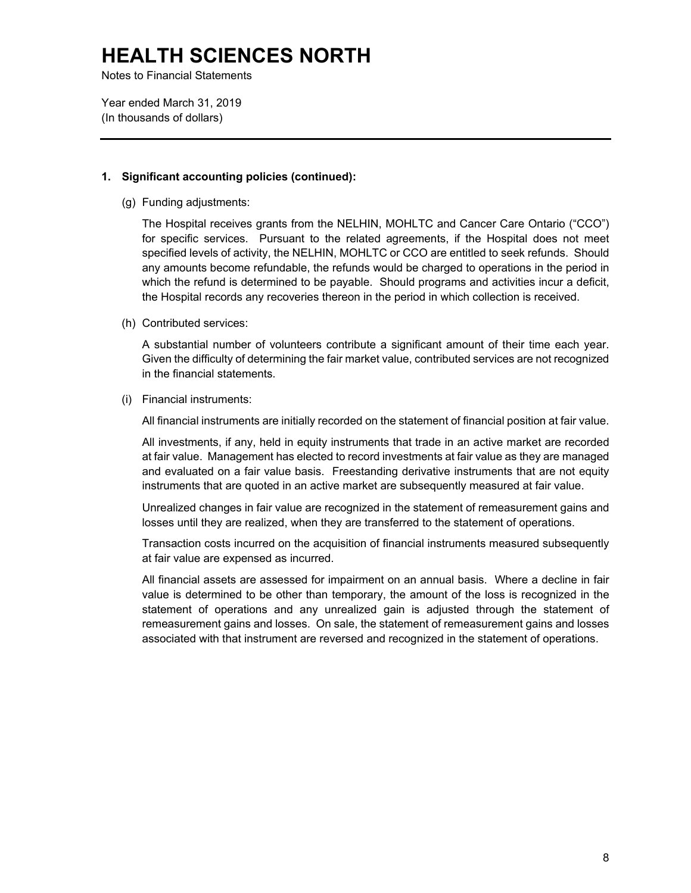# HEALTH SCIENCES NORTH

Notes to Financial Statements

Year ended March 31, 2019
(In thousands of dollars)

---

**1. Significant accounting policies (continued):**

(g) Funding adjustments:

The Hospital receives grants from the NELHIN, MOHLTC and Cancer Care Ontario ("CCO") for specific services. Pursuant to the related agreements, if the Hospital does not meet specified levels of activity, the NELHIN, MOHLTC or CCO are entitled to seek refunds. Should any amounts become refundable, the refunds would be charged to operations in the period in which the refund is determined to be payable. Should programs and activities incur a deficit, the Hospital records any recoveries thereon in the period in which collection is received.

(h) Contributed services:

A substantial number of volunteers contribute a significant amount of their time each year. Given the difficulty of determining the fair market value, contributed services are not recognized in the financial statements.

(i) Financial instruments:

All financial instruments are initially recorded on the statement of financial position at fair value.

All investments, if any, held in equity instruments that trade in an active market are recorded at fair value. Management has elected to record investments at fair value as they are managed and evaluated on a fair value basis. Freestanding derivative instruments that are not equity instruments that are quoted in an active market are subsequently measured at fair value.

Unrealized changes in fair value are recognized in the statement of remeasurement gains and losses until they are realized, when they are transferred to the statement of operations.

Transaction costs incurred on the acquisition of financial instruments measured subsequently at fair value are expensed as incurred.

All financial assets are assessed for impairment on an annual basis. Where a decline in fair value is determined to be other than temporary, the amount of the loss is recognized in the statement of operations and any unrealized gain is adjusted through the statement of remeasurement gains and losses. On sale, the statement of remeasurement gains and losses associated with that instrument are reversed and recognized in the statement of operations.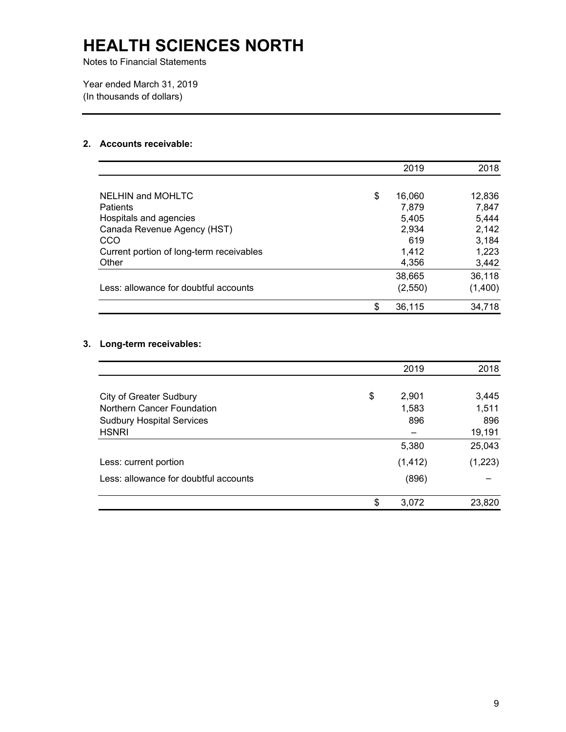# HEALTH SCIENCES NORTH

Notes to Financial Statements

Year ended March 31, 2019
(In thousands of dollars)

## 2. Accounts receivable:

| | 2019 | 2018 |
|---|---|---|
| NELHIN and MOHLTC | $ 16,060 | 12,836 |
| Patients | 7,879 | 7,847 |
| Hospitals and agencies | 5,405 | 5,444 |
| Canada Revenue Agency (HST) | 2,934 | 2,142 |
| CCO | 619 | 3,184 |
| Current portion of long-term receivables | 1,412 | 1,223 |
| Other | 4,356 | 3,442 |
| | 38,665 | 36,118 |
| Less: allowance for doubtful accounts | (2,550) | (1,400) |
| | $ 36,115 | 34,718 |

## 3. Long-term receivables:

| | 2019 | 2018 |
|---|---|---|
| City of Greater Sudbury | $ 2,901 | 3,445 |
| Northern Cancer Foundation | 1,583 | 1,511 |
| Sudbury Hospital Services | 896 | 896 |
| HSNRI | – | 19,191 |
| | 5,380 | 25,043 |
| Less: current portion | (1,412) | (1,223) |
| Less: allowance for doubtful accounts | (896) | – |
| | $ 3,072 | 23,820 |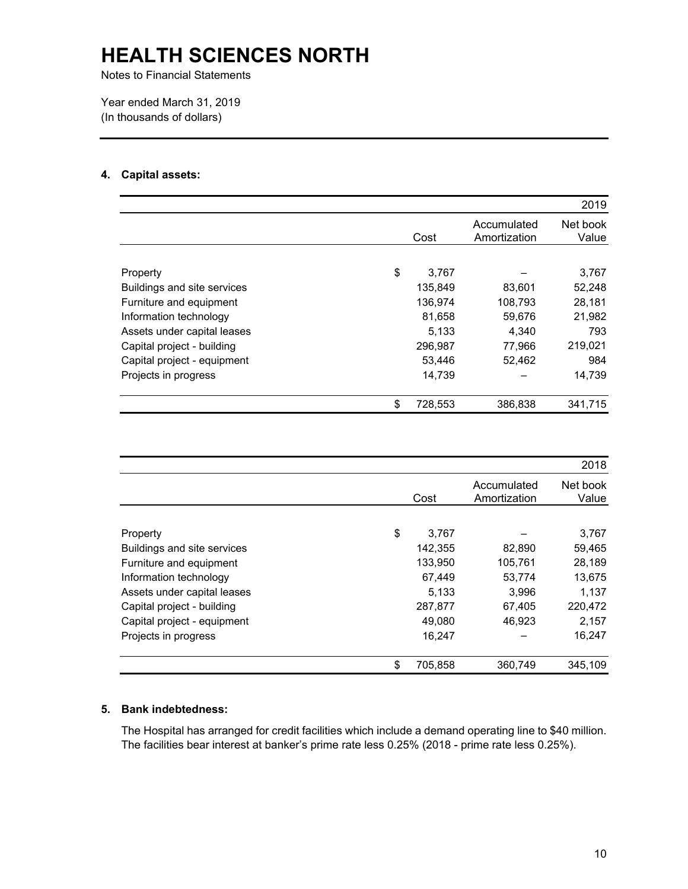# HEALTH SCIENCES NORTH

Notes to Financial Statements

Year ended March 31, 2019
(In thousands of dollars)

## 4. Capital assets:

| | | | 2019 |
|---|---|---|---|
| | Cost | Accumulated Amortization | Net book Value |
| Property | $ 3,767 | – | 3,767 |
| Buildings and site services | 135,849 | 83,601 | 52,248 |
| Furniture and equipment | 136,974 | 108,793 | 28,181 |
| Information technology | 81,658 | 59,676 | 21,982 |
| Assets under capital leases | 5,133 | 4,340 | 793 |
| Capital project - building | 296,987 | 77,966 | 219,021 |
| Capital project - equipment | 53,446 | 52,462 | 984 |
| Projects in progress | 14,739 | – | 14,739 |
| | $ 728,553 | 386,838 | 341,715 |

| | | | 2018 |
|---|---|---|---|
| | Cost | Accumulated Amortization | Net book Value |
| Property | $ 3,767 | – | 3,767 |
| Buildings and site services | 142,355 | 82,890 | 59,465 |
| Furniture and equipment | 133,950 | 105,761 | 28,189 |
| Information technology | 67,449 | 53,774 | 13,675 |
| Assets under capital leases | 5,133 | 3,996 | 1,137 |
| Capital project - building | 287,877 | 67,405 | 220,472 |
| Capital project - equipment | 49,080 | 46,923 | 2,157 |
| Projects in progress | 16,247 | – | 16,247 |
| | $ 705,858 | 360,749 | 345,109 |

## 5. Bank indebtedness:

The Hospital has arranged for credit facilities which include a demand operating line to $40 million. The facilities bear interest at banker's prime rate less 0.25% (2018 - prime rate less 0.25%).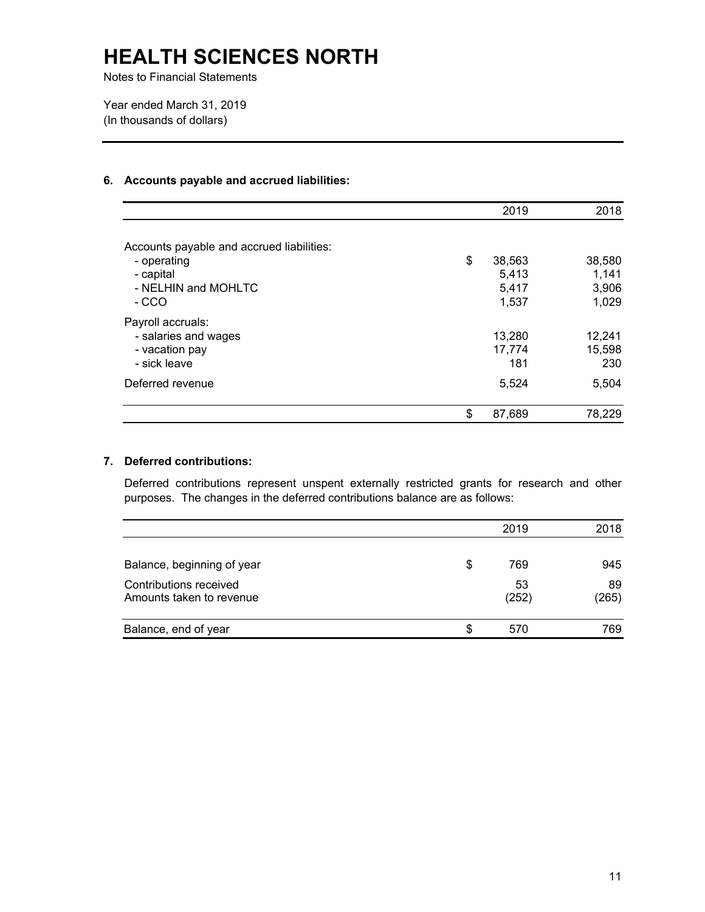# HEALTH SCIENCES NORTH

Notes to Financial Statements

Year ended March 31, 2019
(In thousands of dollars)

## 6. Accounts payable and accrued liabilities:

| | 2019 | 2018 |
|---|---|---|
| Accounts payable and accrued liabilities: | | |
| - operating | $ 38,563 | 38,580 |
| - capital | 5,413 | 1,141 |
| - NELHIN and MOHLTC | 5,417 | 3,906 |
| - CCO | 1,537 | 1,029 |
| Payroll accruals: | | |
| - salaries and wages | 13,280 | 12,241 |
| - vacation pay | 17,774 | 15,598 |
| - sick leave | 181 | 230 |
| Deferred revenue | 5,524 | 5,504 |
| | $ 87,689 | 78,229 |

## 7. Deferred contributions:

Deferred contributions represent unspent externally restricted grants for research and other purposes. The changes in the deferred contributions balance are as follows:

| | 2019 | 2018 |
|---|---|---|
| Balance, beginning of year | $ 769 | 945 |
| Contributions received | 53 | 89 |
| Amounts taken to revenue | (252) | (265) |
| Balance, end of year | $ 570 | 769 |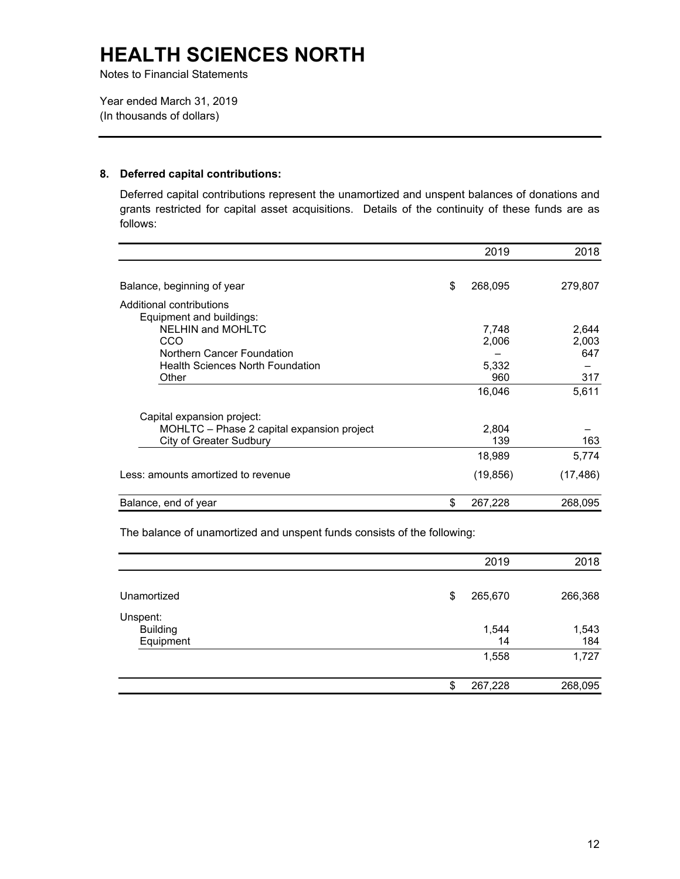# HEALTH SCIENCES NORTH

Notes to Financial Statements

Year ended March 31, 2019
(In thousands of dollars)

## 8. Deferred capital contributions:

Deferred capital contributions represent the unamortized and unspent balances of donations and grants restricted for capital asset acquisitions. Details of the continuity of these funds are as follows:

| | 2019 | 2018 |
|---|---|---|
| Balance, beginning of year | $ 268,095 | 279,807 |
| Additional contributions | | |
| Equipment and buildings: | | |
| NELHIN and MOHLTC | 7,748 | 2,644 |
| CCO | 2,006 | 2,003 |
| Northern Cancer Foundation | – | 647 |
| Health Sciences North Foundation | 5,332 | – |
| Other | 960 | 317 |
| | 16,046 | 5,611 |
| Capital expansion project: | | |
| MOHLTC – Phase 2 capital expansion project | 2,804 | – |
| City of Greater Sudbury | 139 | 163 |
| | 18,989 | 5,774 |
| Less: amounts amortized to revenue | (19,856) | (17,486) |
| Balance, end of year | $ 267,228 | 268,095 |

The balance of unamortized and unspent funds consists of the following:

| | 2019 | 2018 |
|---|---|---|
| Unamortized | $ 265,670 | 266,368 |
| Unspent: | | |
| Building | 1,544 | 1,543 |
| Equipment | 14 | 184 |
| | 1,558 | 1,727 |
| | $ 267,228 | 268,095 |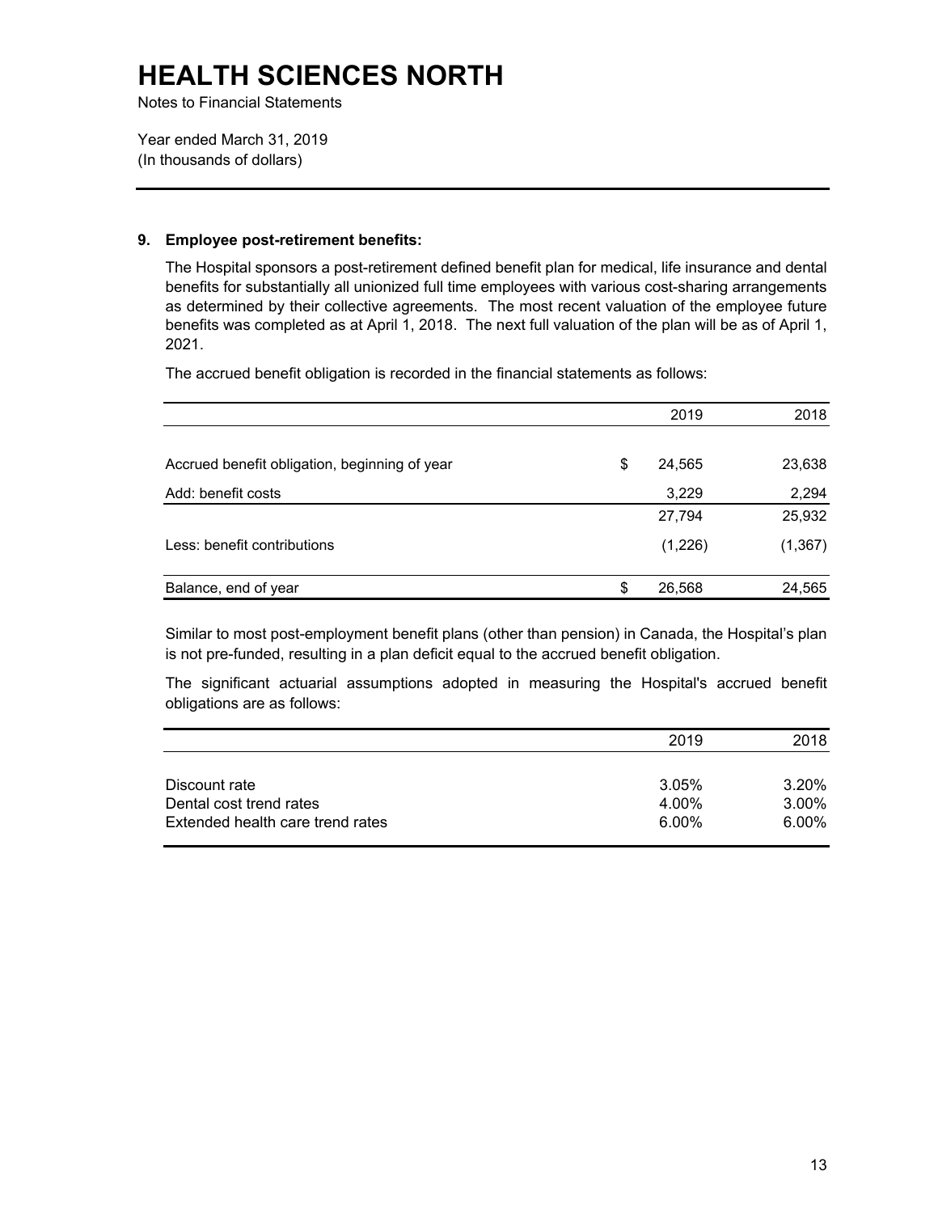# HEALTH SCIENCES NORTH

Notes to Financial Statements

Year ended March 31, 2019
(In thousands of dollars)

## 9. Employee post-retirement benefits:

The Hospital sponsors a post-retirement defined benefit plan for medical, life insurance and dental benefits for substantially all unionized full time employees with various cost-sharing arrangements as determined by their collective agreements. The most recent valuation of the employee future benefits was completed as at April 1, 2018. The next full valuation of the plan will be as of April 1, 2021.

The accrued benefit obligation is recorded in the financial statements as follows:

| | 2019 | 2018 |
|---|---|---|
| Accrued benefit obligation, beginning of year | $ 24,565 | 23,638 |
| Add: benefit costs | 3,229 | 2,294 |
| | 27,794 | 25,932 |
| Less: benefit contributions | (1,226) | (1,367) |
| Balance, end of year | $ 26,568 | 24,565 |

Similar to most post-employment benefit plans (other than pension) in Canada, the Hospital's plan is not pre-funded, resulting in a plan deficit equal to the accrued benefit obligation.

The significant actuarial assumptions adopted in measuring the Hospital's accrued benefit obligations are as follows:

| | 2019 | 2018 |
|---|---|---|
| Discount rate | 3.05% | 3.20% |
| Dental cost trend rates | 4.00% | 3.00% |
| Extended health care trend rates | 6.00% | 6.00% |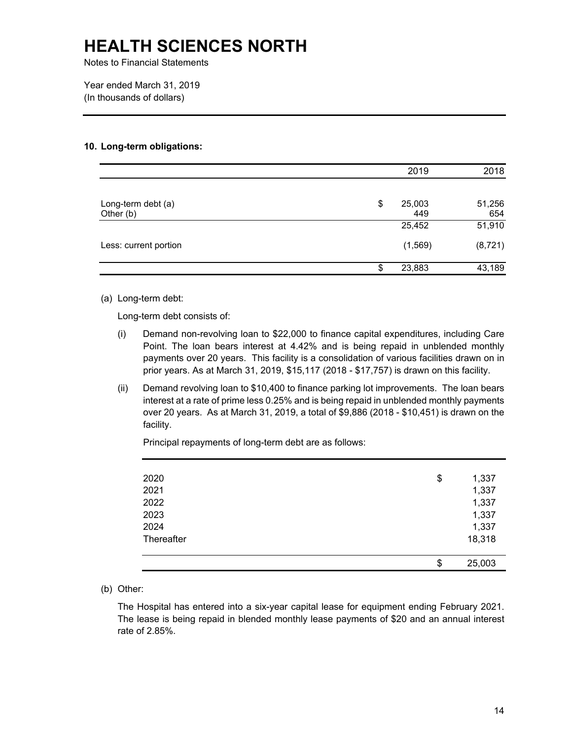# HEALTH SCIENCES NORTH

Notes to Financial Statements

Year ended March 31, 2019
(In thousands of dollars)

### 10. Long-term obligations:

| | | 2019 | 2018 |
|---|---|---|---|
| Long-term debt (a) | $ | 25,003 | 51,256 |
| Other (b) | | 449 | 654 |
| | | 25,452 | 51,910 |
| Less: current portion | | (1,569) | (8,721) |
| | $ | 23,883 | 43,189 |

(a) Long-term debt:

Long-term debt consists of:

(i) Demand non-revolving loan to $22,000 to finance capital expenditures, including Care Point. The loan bears interest at 4.42% and is being repaid in unblended monthly payments over 20 years. This facility is a consolidation of various facilities drawn on in prior years. As at March 31, 2019, $15,117 (2018 - $17,757) is drawn on this facility.

(ii) Demand revolving loan to $10,400 to finance parking lot improvements. The loan bears interest at a rate of prime less 0.25% and is being repaid in unblended monthly payments over 20 years. As at March 31, 2019, a total of $9,886 (2018 - $10,451) is drawn on the facility.

Principal repayments of long-term debt are as follows:

| | | |
|---|---|---|
| 2020 | $ | 1,337 |
| 2021 | | 1,337 |
| 2022 | | 1,337 |
| 2023 | | 1,337 |
| 2024 | | 1,337 |
| Thereafter | | 18,318 |
| | $ | 25,003 |

(b) Other:

The Hospital has entered into a six-year capital lease for equipment ending February 2021. The lease is being repaid in blended monthly lease payments of $20 and an annual interest rate of 2.85%.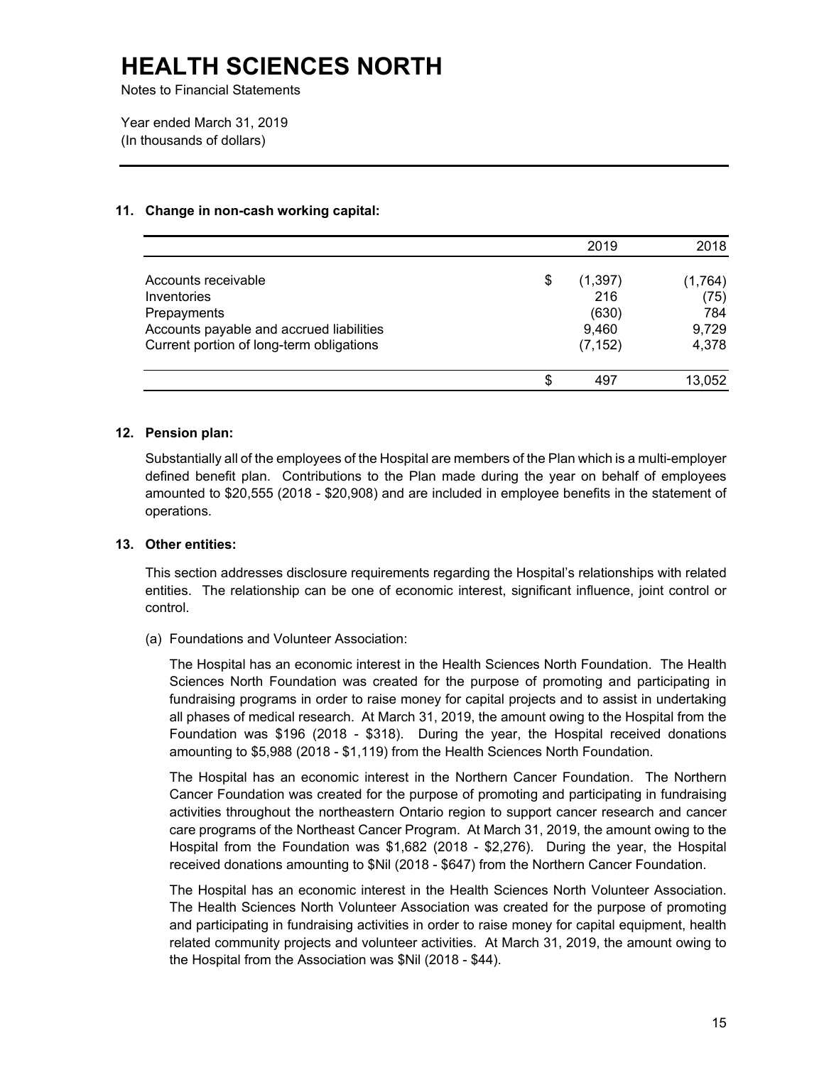# HEALTH SCIENCES NORTH

Notes to Financial Statements

Year ended March 31, 2019
(In thousands of dollars)

## 11. Change in non-cash working capital:

| | | 2019 | 2018 |
|---|---|---|---|
| Accounts receivable | $ | (1,397) | (1,764) |
| Inventories | | 216 | (75) |
| Prepayments | | (630) | 784 |
| Accounts payable and accrued liabilities | | 9,460 | 9,729 |
| Current portion of long-term obligations | | (7,152) | 4,378 |
| | $ | 497 | 13,052 |

## 12. Pension plan:

Substantially all of the employees of the Hospital are members of the Plan which is a multi-employer defined benefit plan. Contributions to the Plan made during the year on behalf of employees amounted to $20,555 (2018 - $20,908) and are included in employee benefits in the statement of operations.

## 13. Other entities:

This section addresses disclosure requirements regarding the Hospital's relationships with related entities. The relationship can be one of economic interest, significant influence, joint control or control.

(a) Foundations and Volunteer Association:

The Hospital has an economic interest in the Health Sciences North Foundation. The Health Sciences North Foundation was created for the purpose of promoting and participating in fundraising programs in order to raise money for capital projects and to assist in undertaking all phases of medical research. At March 31, 2019, the amount owing to the Hospital from the Foundation was $196 (2018 - $318). During the year, the Hospital received donations amounting to $5,988 (2018 - $1,119) from the Health Sciences North Foundation.

The Hospital has an economic interest in the Northern Cancer Foundation. The Northern Cancer Foundation was created for the purpose of promoting and participating in fundraising activities throughout the northeastern Ontario region to support cancer research and cancer care programs of the Northeast Cancer Program. At March 31, 2019, the amount owing to the Hospital from the Foundation was $1,682 (2018 - $2,276). During the year, the Hospital received donations amounting to $Nil (2018 - $647) from the Northern Cancer Foundation.

The Hospital has an economic interest in the Health Sciences North Volunteer Association. The Health Sciences North Volunteer Association was created for the purpose of promoting and participating in fundraising activities in order to raise money for capital equipment, health related community projects and volunteer activities. At March 31, 2019, the amount owing to the Hospital from the Association was $Nil (2018 - $44).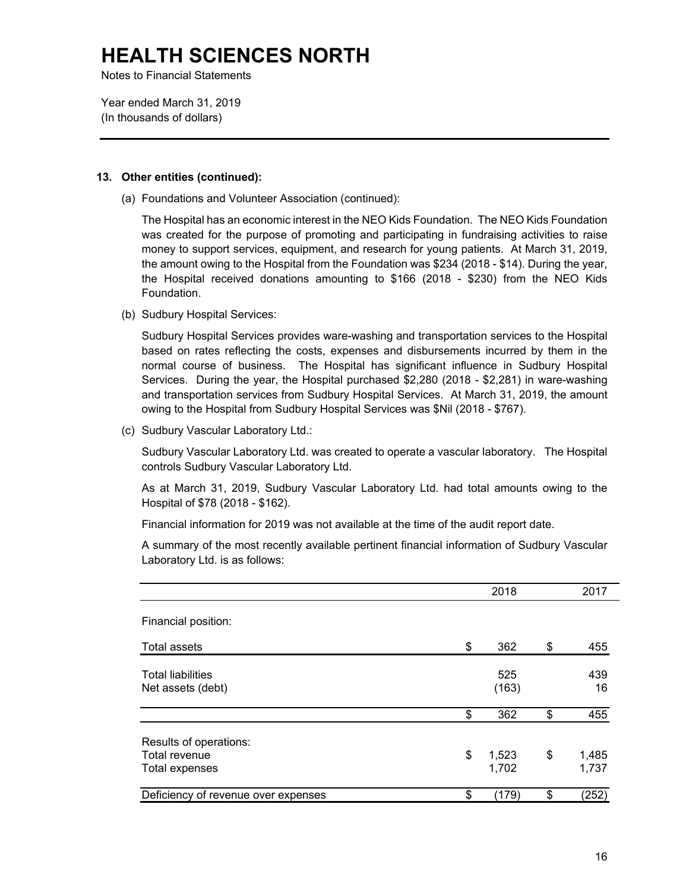# HEALTH SCIENCES NORTH

Notes to Financial Statements

Year ended March 31, 2019
(In thousands of dollars)

**13. Other entities (continued):**

(a) Foundations and Volunteer Association (continued):

The Hospital has an economic interest in the NEO Kids Foundation. The NEO Kids Foundation was created for the purpose of promoting and participating in fundraising activities to raise money to support services, equipment, and research for young patients. At March 31, 2019, the amount owing to the Hospital from the Foundation was $234 (2018 - $14). During the year, the Hospital received donations amounting to $166 (2018 - $230) from the NEO Kids Foundation.

(b) Sudbury Hospital Services:

Sudbury Hospital Services provides ware-washing and transportation services to the Hospital based on rates reflecting the costs, expenses and disbursements incurred by them in the normal course of business. The Hospital has significant influence in Sudbury Hospital Services. During the year, the Hospital purchased $2,280 (2018 - $2,281) in ware-washing and transportation services from Sudbury Hospital Services. At March 31, 2019, the amount owing to the Hospital from Sudbury Hospital Services was $Nil (2018 - $767).

(c) Sudbury Vascular Laboratory Ltd.:

Sudbury Vascular Laboratory Ltd. was created to operate a vascular laboratory. The Hospital controls Sudbury Vascular Laboratory Ltd.

As at March 31, 2019, Sudbury Vascular Laboratory Ltd. had total amounts owing to the Hospital of $78 (2018 - $162).

Financial information for 2019 was not available at the time of the audit report date.

A summary of the most recently available pertinent financial information of Sudbury Vascular Laboratory Ltd. is as follows:

| | 2018 | 2017 |
|---|---|---|
| Financial position: | | |
| Total assets | $ 362 | $ 455 |
| Total liabilities | 525 | 439 |
| Net assets (debt) | (163) | 16 |
| | $ 362 | $ 455 |
| Results of operations: | | |
| Total revenue | $ 1,523 | $ 1,485 |
| Total expenses | 1,702 | 1,737 |
| Deficiency of revenue over expenses | $ (179) | $ (252) |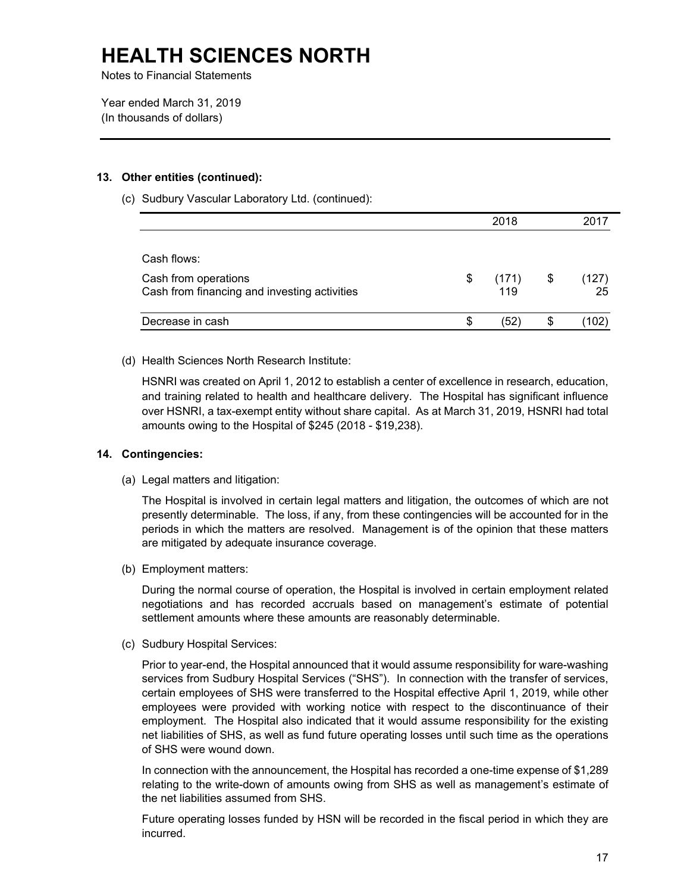# HEALTH SCIENCES NORTH

Notes to Financial Statements

Year ended March 31, 2019
(In thousands of dollars)

**13. Other entities (continued):**

(c) Sudbury Vascular Laboratory Ltd. (continued):

| | 2018 | 2017 |
|---|---|---|
| Cash flows: | | |
| Cash from operations | $ (171) | $ (127) |
| Cash from financing and investing activities | 119 | 25 |
| Decrease in cash | $ (52) | $ (102) |

(d) Health Sciences North Research Institute:

HSNRI was created on April 1, 2012 to establish a center of excellence in research, education, and training related to health and healthcare delivery. The Hospital has significant influence over HSNRI, a tax-exempt entity without share capital. As at March 31, 2019, HSNRI had total amounts owing to the Hospital of $245 (2018 - $19,238).

**14. Contingencies:**

(a) Legal matters and litigation:

The Hospital is involved in certain legal matters and litigation, the outcomes of which are not presently determinable. The loss, if any, from these contingencies will be accounted for in the periods in which the matters are resolved. Management is of the opinion that these matters are mitigated by adequate insurance coverage.

(b) Employment matters:

During the normal course of operation, the Hospital is involved in certain employment related negotiations and has recorded accruals based on management's estimate of potential settlement amounts where these amounts are reasonably determinable.

(c) Sudbury Hospital Services:

Prior to year-end, the Hospital announced that it would assume responsibility for ware-washing services from Sudbury Hospital Services ("SHS"). In connection with the transfer of services, certain employees of SHS were transferred to the Hospital effective April 1, 2019, while other employees were provided with working notice with respect to the discontinuance of their employment. The Hospital also indicated that it would assume responsibility for the existing net liabilities of SHS, as well as fund future operating losses until such time as the operations of SHS were wound down.

In connection with the announcement, the Hospital has recorded a one-time expense of $1,289 relating to the write-down of amounts owing from SHS as well as management's estimate of the net liabilities assumed from SHS.

Future operating losses funded by HSN will be recorded in the fiscal period in which they are incurred.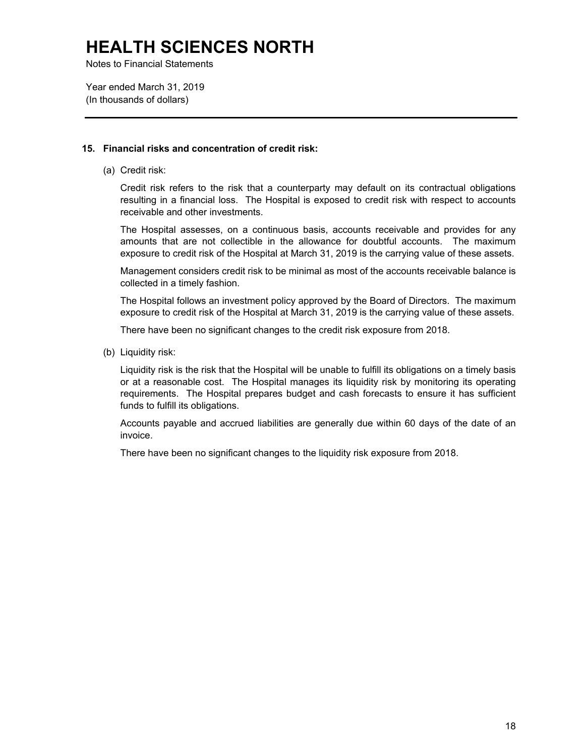# HEALTH SCIENCES NORTH

Notes to Financial Statements

Year ended March 31, 2019
(In thousands of dollars)

---

## 15. Financial risks and concentration of credit risk:

(a) Credit risk:

Credit risk refers to the risk that a counterparty may default on its contractual obligations resulting in a financial loss. The Hospital is exposed to credit risk with respect to accounts receivable and other investments.

The Hospital assesses, on a continuous basis, accounts receivable and provides for any amounts that are not collectible in the allowance for doubtful accounts. The maximum exposure to credit risk of the Hospital at March 31, 2019 is the carrying value of these assets.

Management considers credit risk to be minimal as most of the accounts receivable balance is collected in a timely fashion.

The Hospital follows an investment policy approved by the Board of Directors. The maximum exposure to credit risk of the Hospital at March 31, 2019 is the carrying value of these assets.

There have been no significant changes to the credit risk exposure from 2018.

(b) Liquidity risk:

Liquidity risk is the risk that the Hospital will be unable to fulfill its obligations on a timely basis or at a reasonable cost. The Hospital manages its liquidity risk by monitoring its operating requirements. The Hospital prepares budget and cash forecasts to ensure it has sufficient funds to fulfill its obligations.

Accounts payable and accrued liabilities are generally due within 60 days of the date of an invoice.

There have been no significant changes to the liquidity risk exposure from 2018.